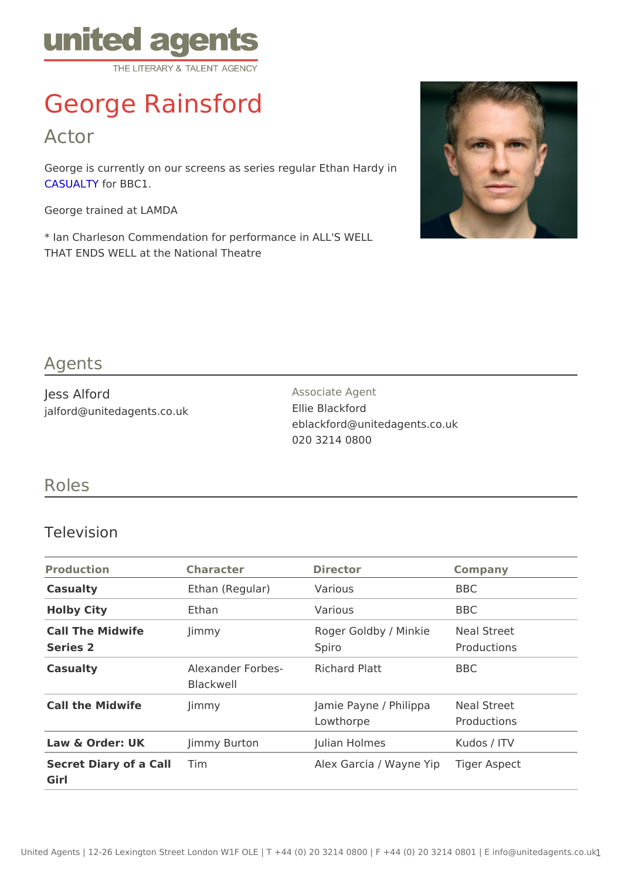united agents
THE LITERARY & TALENT AGENCY

# George Rainsford

## Actor

George is currently on our screens as series regular Ethan Hardy in CASUALTY for BBC1.

George trained at LAMDA

* Ian Charleson Commendation for performance in ALL'S WELL THAT ENDS WELL at the National Theatre

## Agents

Jess Alford
jalford@unitedagents.co.uk

Associate Agent
Ellie Blackford
eblackford@unitedagents.co.uk
020 3214 0800

## Roles

### Television

| Production | Character | Director | Company |
|---|---|---|---|
| **Casualty** | Ethan (Regular) | Various | BBC |
| **Holby City** | Ethan | Various | BBC |
| **Call The Midwife Series 2** | Jimmy | Roger Goldby / Minkie Spiro | Neal Street Productions |
| **Casualty** | Alexander Forbes-Blackwell | Richard Platt | BBC |
| **Call the Midwife** | Jimmy | Jamie Payne / Philippa Lowthorpe | Neal Street Productions |
| **Law & Order: UK** | Jimmy Burton | Julian Holmes | Kudos / ITV |
| **Secret Diary of a Call Girl** | Tim | Alex Garcia / Wayne Yip | Tiger Aspect |

United Agents | 12-26 Lexington Street London W1F OLE | T +44 (0) 20 3214 0800 | F +44 (0) 20 3214 0801 | E info@unitedagents.co.uk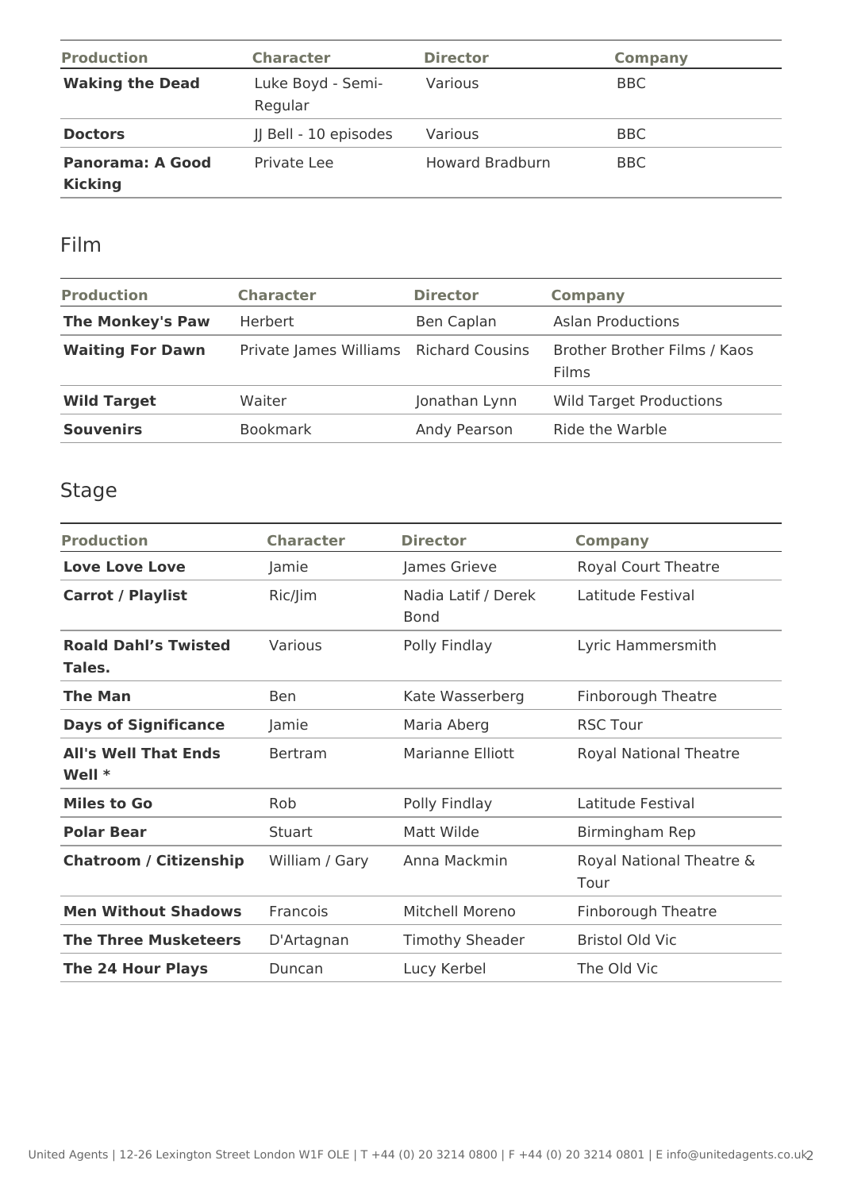| Production | Character | Director | Company |
|---|---|---|---|
| **Waking the Dead** | Luke Boyd - Semi-Regular | Various | BBC |
| **Doctors** | JJ Bell - 10 episodes | Various | BBC |
| **Panorama: A Good Kicking** | Private Lee | Howard Bradburn | BBC |

## Film

| Production | Character | Director | Company |
|---|---|---|---|
| **The Monkey's Paw** | Herbert | Ben Caplan | Aslan Productions |
| **Waiting For Dawn** | Private James Williams | Richard Cousins | Brother Brother Films / Kaos Films |
| **Wild Target** | Waiter | Jonathan Lynn | Wild Target Productions |
| **Souvenirs** | Bookmark | Andy Pearson | Ride the Warble |

## Stage

| Production | Character | Director | Company |
|---|---|---|---|
| **Love Love Love** | Jamie | James Grieve | Royal Court Theatre |
| **Carrot / Playlist** | Ric/Jim | Nadia Latif / Derek Bond | Latitude Festival |
| **Roald Dahl's Twisted Tales.** | Various | Polly Findlay | Lyric Hammersmith |
| **The Man** | Ben | Kate Wasserberg | Finborough Theatre |
| **Days of Significance** | Jamie | Maria Aberg | RSC Tour |
| **All's Well That Ends Well *** | Bertram | Marianne Elliott | Royal National Theatre |
| **Miles to Go** | Rob | Polly Findlay | Latitude Festival |
| **Polar Bear** | Stuart | Matt Wilde | Birmingham Rep |
| **Chatroom / Citizenship** | William / Gary | Anna Mackmin | Royal National Theatre & Tour |
| **Men Without Shadows** | Francois | Mitchell Moreno | Finborough Theatre |
| **The Three Musketeers** | D'Artagnan | Timothy Sheader | Bristol Old Vic |
| **The 24 Hour Plays** | Duncan | Lucy Kerbel | The Old Vic |